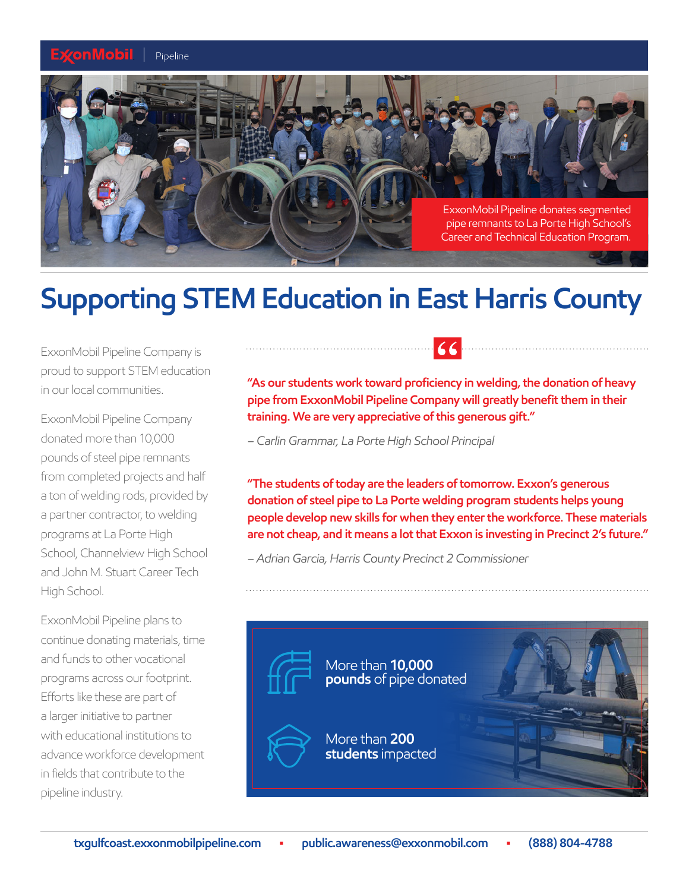ExxonMobil | Pipeline

ExxonMobil Pipeline donates segmented pipe remnants to La Porte High School's Career and Technical Education Program.

# Supporting STEM Education in East Harris County

ExxonMobil Pipeline Company is proud to support STEM education in our local communities.

ExxonMobil Pipeline Company donated more than 10,000 pounds of steel pipe remnants from completed projects and half a ton of welding rods, provided by a partner contractor, to welding programs at La Porte High School, Channelview High School and John M. Stuart Career Tech High School.

ExxonMobil Pipeline plans to continue donating materials, time and funds to other vocational programs across our footprint. Efforts like these are part of a larger initiative to partner with educational institutions to advance workforce development in fields that contribute to the pipeline industry.

**"As our students work toward proficiency in welding, the donation of heavy pipe from ExxonMobil Pipeline Company will greatly benefit them in their training. We are very appreciative of this generous gift."**

*– Carlin Grammar, La Porte High School Principal*

**"The students of today are the leaders of tomorrow. Exxon's generous donation of steel pipe to La Porte welding program students helps young people develop new skills for when they enter the workforce. These materials are not cheap, and it means a lot that Exxon is investing in Precinct 2's future."**

*– Adrian Garcia, Harris County Precinct 2 Commissioner*

More than **10,000 pounds** of pipe donated

More than **200 students** impacted

txgulfcoast.exxonmobilpipeline.com ▪ public.awareness@exxonmobil.com ▪ (888) 804-4788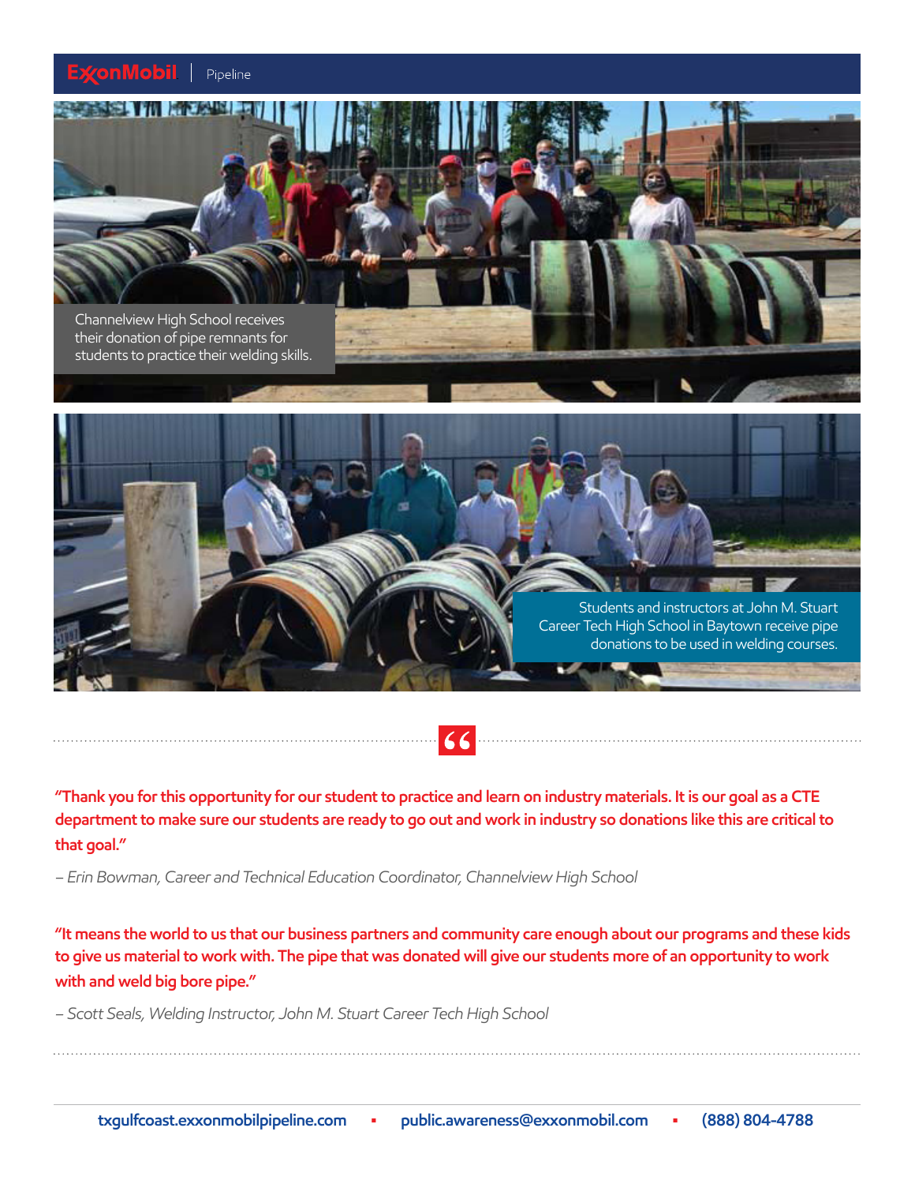Channelview High School receives their donation of pipe remnants for students to practice their welding skills.

Students and instructors at John M. Stuart Career Tech High School in Baytown receive pipe donations to be used in welding courses.

**"Thank you for this opportunity for our student to practice and learn on industry materials. It is our goal as a CTE department to make sure our students are ready to go out and work in industry so donations like this are critical to that goal."**

*– Erin Bowman, Career and Technical Education Coordinator, Channelview High School*

**"It means the world to us that our business partners and community care enough about our programs and these kids to give us material to work with. The pipe that was donated will give our students more of an opportunity to work with and weld big bore pipe."**

*– Scott Seals, Welding Instructor, John M. Stuart Career Tech High School*

**txgulfcoast.exxonmobilpipeline.com ▪ public.awareness@exxonmobil.com ▪ (888) 804-4788**